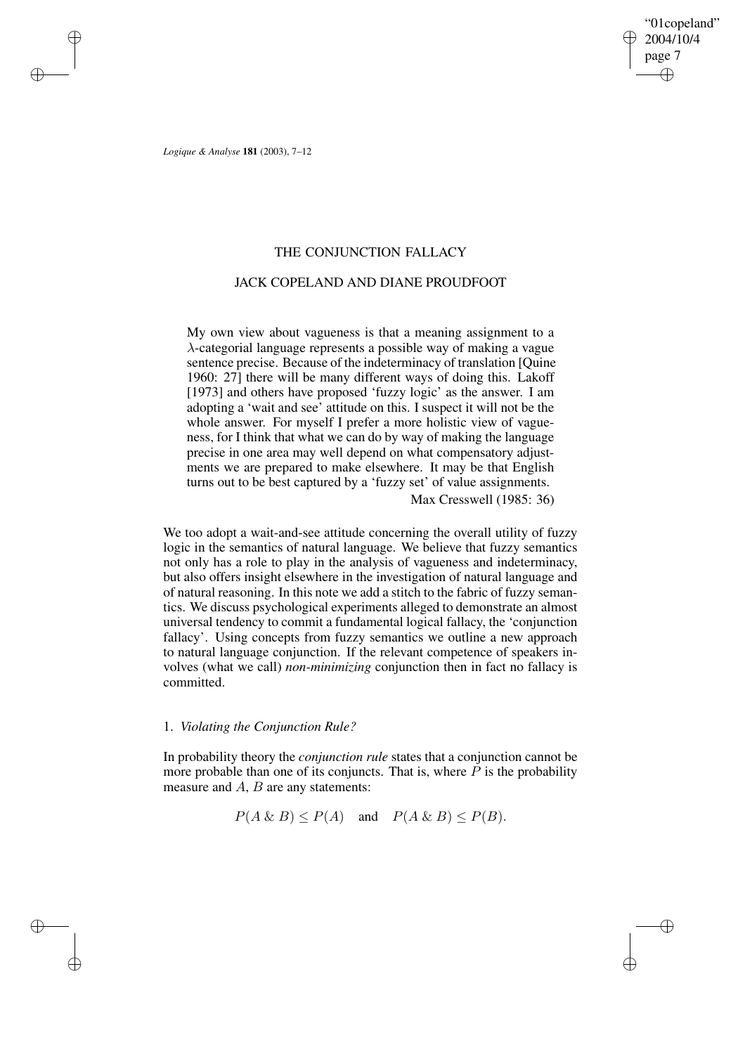# THE CONJUNCTION FALLACY

## JACK COPELAND AND DIANE PROUDFOOT

> My own view about vagueness is that a meaning assignment to a $\lambda$-categorial language represents a possible way of making a vague sentence precise. Because of the indeterminacy of translation [Quine 1960: 27] there will be many different ways of doing this. Lakoff [1973] and others have proposed 'fuzzy logic' as the answer. I am adopting a 'wait and see' attitude on this. I suspect it will not be the whole answer. For myself I prefer a more holistic view of vagueness, for I think that what we can do by way of making the language precise in one area may well depend on what compensatory adjustments we are prepared to make elsewhere. It may be that English turns out to be best captured by a 'fuzzy set' of value assignments.
>
> Max Cresswell (1985: 36)

We too adopt a wait-and-see attitude concerning the overall utility of fuzzy logic in the semantics of natural language. We believe that fuzzy semantics not only has a role to play in the analysis of vagueness and indeterminacy, but also offers insight elsewhere in the investigation of natural language and of natural reasoning. In this note we add a stitch to the fabric of fuzzy semantics. We discuss psychological experiments alleged to demonstrate an almost universal tendency to commit a fundamental logical fallacy, the 'conjunction fallacy'. Using concepts from fuzzy semantics we outline a new approach to natural language conjunction. If the relevant competence of speakers involves (what we call) *non-minimizing* conjunction then in fact no fallacy is committed.

### 1. *Violating the Conjunction Rule?*

In probability theory the *conjunction rule* states that a conjunction cannot be more probable than one of its conjuncts. That is, where $P$ is the probability measure and $A$, $B$ are any statements:

$$P(A \mathbin{\&} B) \leq P(A) \quad \text{and} \quad P(A \mathbin{\&} B) \leq P(B).$$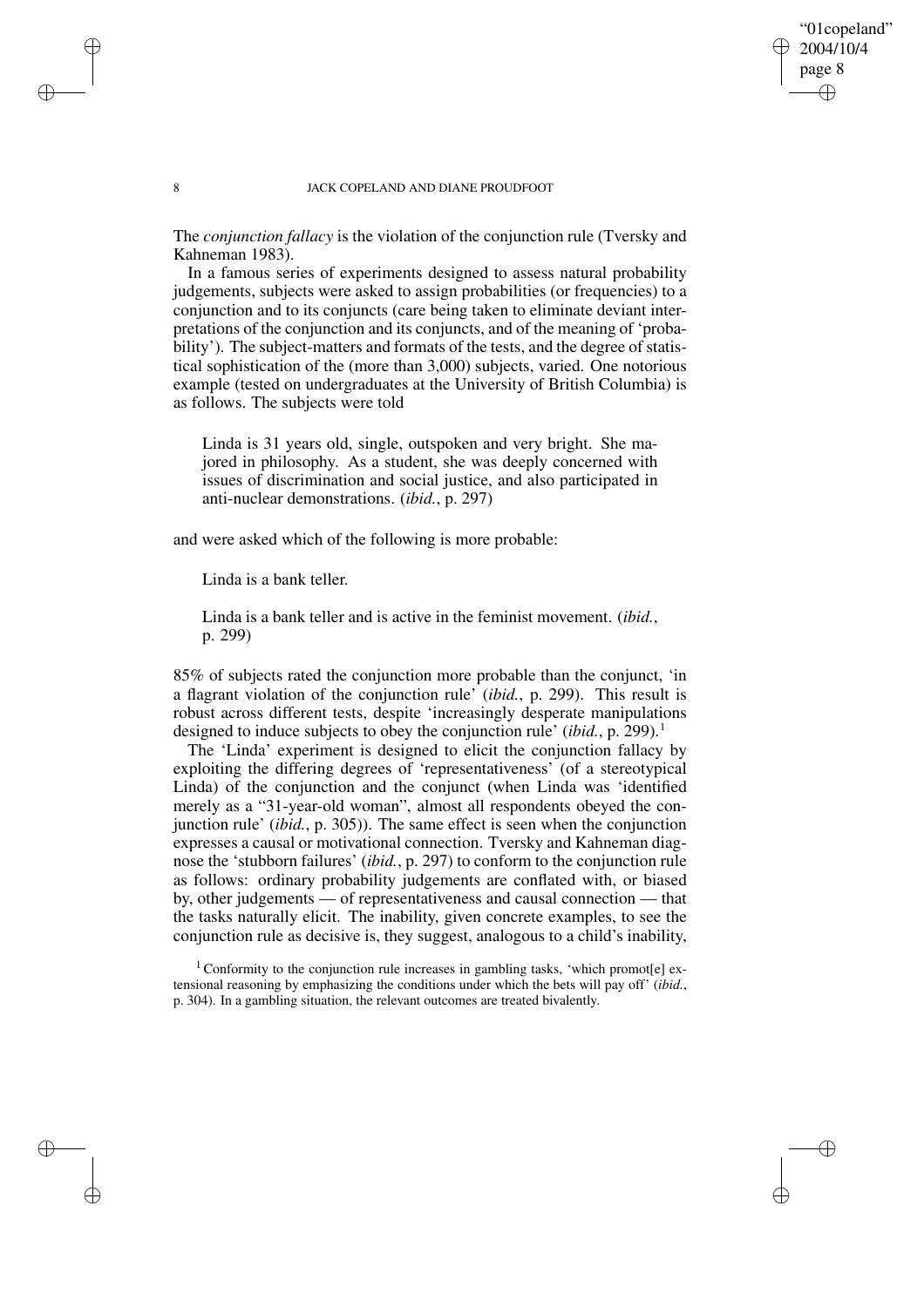The *conjunction fallacy* is the violation of the conjunction rule (Tversky and Kahneman 1983).

In a famous series of experiments designed to assess natural probability judgements, subjects were asked to assign probabilities (or frequencies) to a conjunction and to its conjuncts (care being taken to eliminate deviant interpretations of the conjunction and its conjuncts, and of the meaning of 'probability'). The subject-matters and formats of the tests, and the degree of statistical sophistication of the (more than 3,000) subjects, varied. One notorious example (tested on undergraduates at the University of British Columbia) is as follows. The subjects were told

> Linda is 31 years old, single, outspoken and very bright. She majored in philosophy. As a student, she was deeply concerned with issues of discrimination and social justice, and also participated in anti-nuclear demonstrations. (*ibid.*, p. 297)

and were asked which of the following is more probable:

> Linda is a bank teller.
>
> Linda is a bank teller and is active in the feminist movement. (*ibid.*, p. 299)

85% of subjects rated the conjunction more probable than the conjunct, 'in a flagrant violation of the conjunction rule' (*ibid.*, p. 299). This result is robust across different tests, despite 'increasingly desperate manipulations designed to induce subjects to obey the conjunction rule' (*ibid.*, p. 299).[1]

The 'Linda' experiment is designed to elicit the conjunction fallacy by exploiting the differing degrees of 'representativeness' (of a stereotypical Linda) of the conjunction and the conjunct (when Linda was 'identified merely as a "31-year-old woman", almost all respondents obeyed the conjunction rule' (*ibid.*, p. 305)). The same effect is seen when the conjunction expresses a causal or motivational connection. Tversky and Kahneman diagnose the 'stubborn failures' (*ibid.*, p. 297) to conform to the conjunction rule as follows: ordinary probability judgements are conflated with, or biased by, other judgements — of representativeness and causal connection — that the tasks naturally elicit. The inability, given concrete examples, to see the conjunction rule as decisive is, they suggest, analogous to a child's inability,

[1] Conformity to the conjunction rule increases in gambling tasks, 'which promot[e] extensional reasoning by emphasizing the conditions under which the bets will pay off' (*ibid.*, p. 304). In a gambling situation, the relevant outcomes are treated bivalently.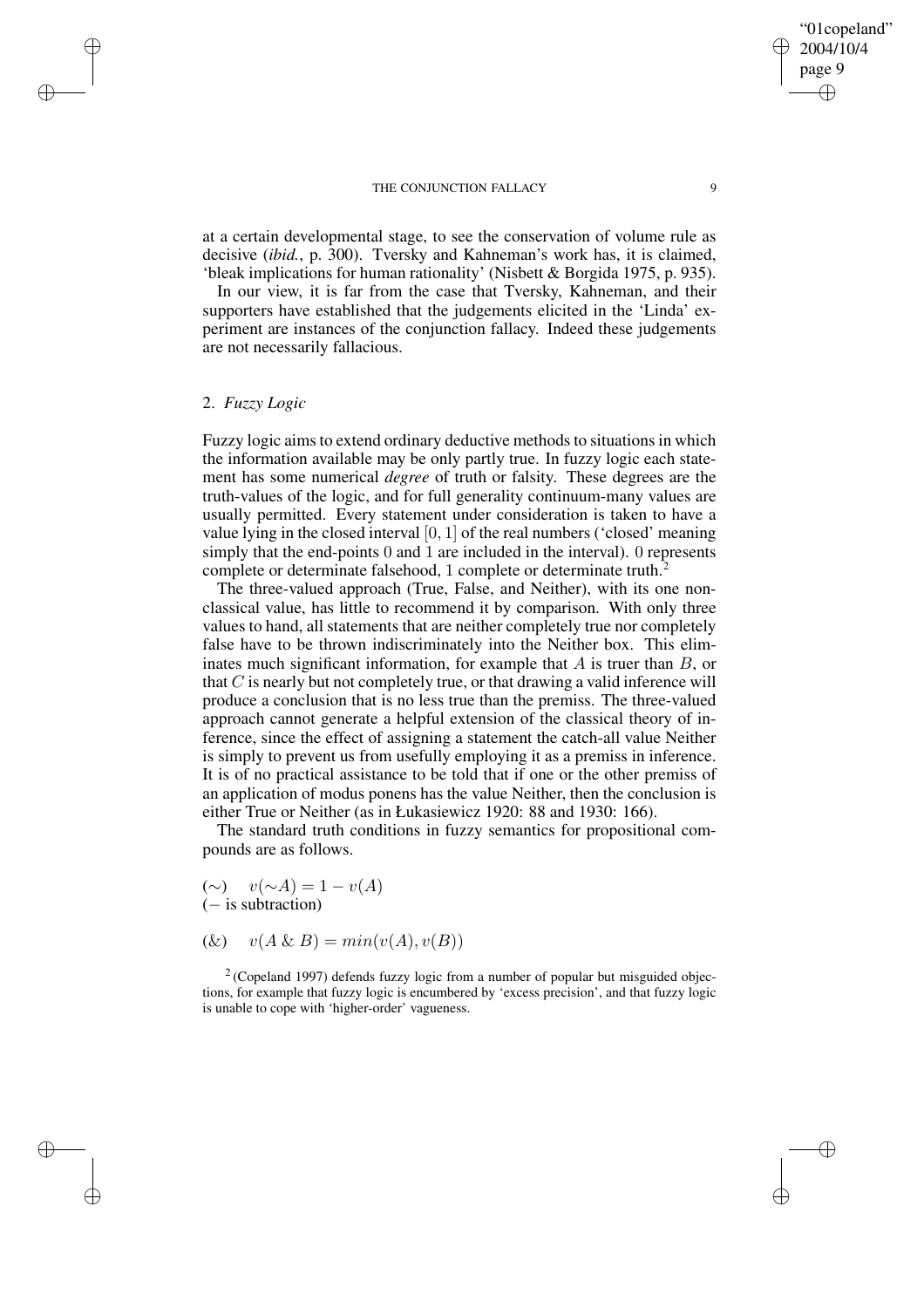at a certain developmental stage, to see the conservation of volume rule as decisive (*ibid.*, p. 300). Tversky and Kahneman's work has, it is claimed, 'bleak implications for human rationality' (Nisbett & Borgida 1975, p. 935).

In our view, it is far from the case that Tversky, Kahneman, and their supporters have established that the judgements elicited in the 'Linda' experiment are instances of the conjunction fallacy. Indeed these judgements are not necessarily fallacious.

## 2. *Fuzzy Logic*

Fuzzy logic aims to extend ordinary deductive methods to situations in which the information available may be only partly true. In fuzzy logic each statement has some numerical *degree* of truth or falsity. These degrees are the truth-values of the logic, and for full generality continuum-many values are usually permitted. Every statement under consideration is taken to have a value lying in the closed interval $[0, 1]$ of the real numbers ('closed' meaning simply that the end-points 0 and 1 are included in the interval). 0 represents complete or determinate falsehood, 1 complete or determinate truth.[2]

The three-valued approach (True, False, and Neither), with its one non-classical value, has little to recommend it by comparison. With only three values to hand, all statements that are neither completely true nor completely false have to be thrown indiscriminately into the Neither box. This eliminates much significant information, for example that $A$ is truer than $B$, or that $C$ is nearly but not completely true, or that drawing a valid inference will produce a conclusion that is no less true than the premiss. The three-valued approach cannot generate a helpful extension of the classical theory of inference, since the effect of assigning a statement the catch-all value Neither is simply to prevent us from usefully employing it as a premiss in inference. It is of no practical assistance to be told that if one or the other premiss of an application of modus ponens has the value Neither, then the conclusion is either True or Neither (as in Łukasiewicz 1920: 88 and 1930: 166).

The standard truth conditions in fuzzy semantics for propositional compounds are as follows.

($\sim$) $\quad v(\sim A) = 1 - v(A)$
($-$ is subtraction)

(&) $\quad v(A \,\&\, B) = min(v(A), v(B))$

[2] (Copeland 1997) defends fuzzy logic from a number of popular but misguided objections, for example that fuzzy logic is encumbered by 'excess precision', and that fuzzy logic is unable to cope with 'higher-order' vagueness.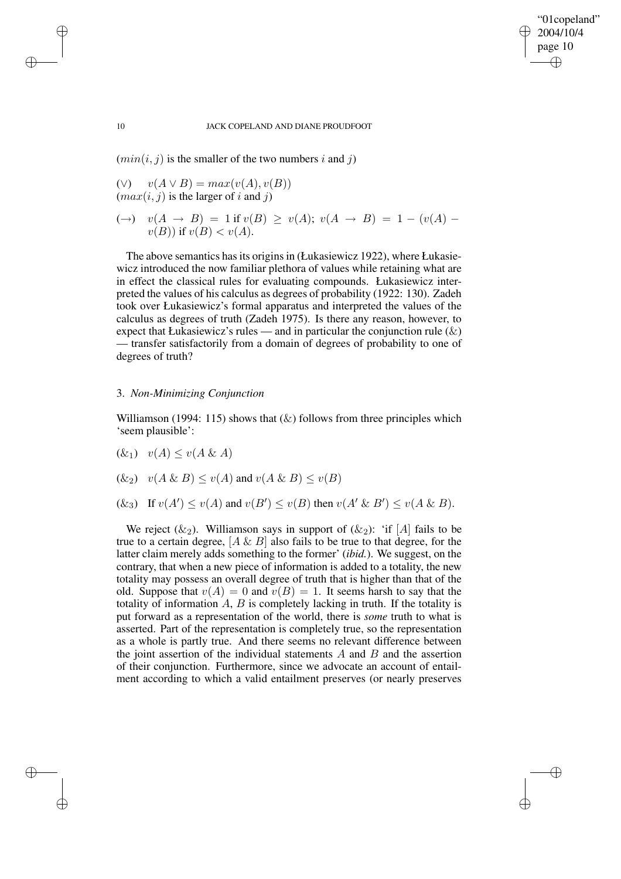($min(i, j)$ is the smaller of the two numbers $i$ and $j$)

($\vee$) $\quad v(A \vee B) = max(v(A), v(B))$
($max(i, j)$ is the larger of $i$ and $j$)

($\rightarrow$) $\quad v(A \rightarrow B) = 1$ if $v(B) \geq v(A)$; $v(A \rightarrow B) = 1 - (v(A) - v(B))$ if $v(B) < v(A)$.

The above semantics has its origins in (Łukasiewicz 1922), where Łukasiewicz introduced the now familiar plethora of values while retaining what are in effect the classical rules for evaluating compounds. Łukasiewicz interpreted the values of his calculus as degrees of probability (1922: 130). Zadeh took over Łukasiewicz's formal apparatus and interpreted the values of the calculus as degrees of truth (Zadeh 1975). Is there any reason, however, to expect that Łukasiewicz's rules — and in particular the conjunction rule (&) — transfer satisfactorily from a domain of degrees of probability to one of degrees of truth?

## 3. *Non-Minimizing Conjunction*

Williamson (1994: 115) shows that (&) follows from three principles which 'seem plausible':

($\&_1$) $\quad v(A) \leq v(A \,\&\, A)$

($\&_2$) $\quad v(A \,\&\, B) \leq v(A)$ and $v(A \,\&\, B) \leq v(B)$

($\&_3$) $\quad$ If $v(A') \leq v(A)$ and $v(B') \leq v(B)$ then $v(A' \,\&\, B') \leq v(A \,\&\, B)$.

We reject ($\&_2$). Williamson says in support of ($\&_2$): 'if [$A$] fails to be true to a certain degree, [$A \,\&\, B$] also fails to be true to that degree, for the latter claim merely adds something to the former' (*ibid.*). We suggest, on the contrary, that when a new piece of information is added to a totality, the new totality may possess an overall degree of truth that is higher than that of the old. Suppose that $v(A) = 0$ and $v(B) = 1$. It seems harsh to say that the totality of information $A$, $B$ is completely lacking in truth. If the totality is put forward as a representation of the world, there is *some* truth to what is asserted. Part of the representation is completely true, so the representation as a whole is partly true. And there seems no relevant difference between the joint assertion of the individual statements $A$ and $B$ and the assertion of their conjunction. Furthermore, since we advocate an account of entailment according to which a valid entailment preserves (or nearly preserves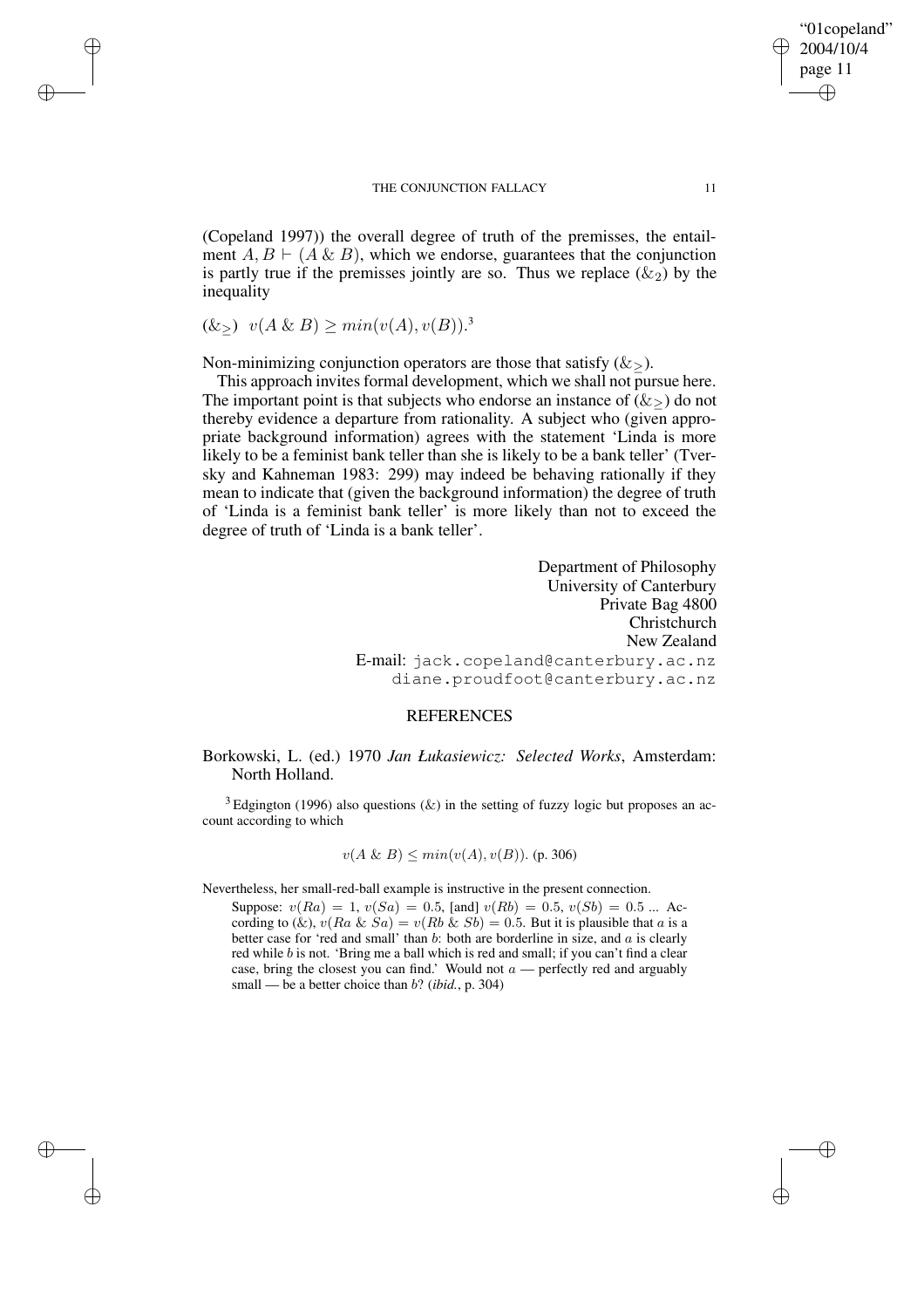(Copeland 1997)) the overall degree of truth of the premisses, the entailment $A, B \vdash (A \mathbin{\&} B)$, which we endorse, guarantees that the conjunction is partly true if the premisses jointly are so. Thus we replace ($\&_2$) by the inequality

($\&_{\geq}$) $v(A \mathbin{\&} B) \geq min(v(A), v(B))$.[3]

Non-minimizing conjunction operators are those that satisfy ($\&_{\geq}$).

This approach invites formal development, which we shall not pursue here. The important point is that subjects who endorse an instance of ($\&_{\geq}$) do not thereby evidence a departure from rationality. A subject who (given appropriate background information) agrees with the statement 'Linda is more likely to be a feminist bank teller than she is likely to be a bank teller' (Tversky and Kahneman 1983: 299) may indeed be behaving rationally if they mean to indicate that (given the background information) the degree of truth of 'Linda is a feminist bank teller' is more likely than not to exceed the degree of truth of 'Linda is a bank teller'.

Department of Philosophy
University of Canterbury
Private Bag 4800
Christchurch
New Zealand
E-mail: jack.copeland@canterbury.ac.nz
diane.proudfoot@canterbury.ac.nz

## REFERENCES

Borkowski, L. (ed.) 1970 *Jan Łukasiewicz: Selected Works*, Amsterdam: North Holland.

---

[3] Edgington (1996) also questions (&) in the setting of fuzzy logic but proposes an account according to which

$$v(A \mathbin{\&} B) \leq min(v(A), v(B)). \text{ (p. 306)}$$

Nevertheless, her small-red-ball example is instructive in the present connection.

> Suppose: $v(Ra) = 1$, $v(Sa) = 0.5$, [and] $v(Rb) = 0.5$, $v(Sb) = 0.5$ ... According to (&), $v(Ra \mathbin{\&} Sa) = v(Rb \mathbin{\&} Sb) = 0.5$. But it is plausible that $a$ is a better case for 'red and small' than $b$: both are borderline in size, and $a$ is clearly red while $b$ is not. 'Bring me a ball which is red and small; if you can't find a clear case, bring the closest you can find.' Would not $a$ — perfectly red and arguably small — be a better choice than $b$? (*ibid.*, p. 304)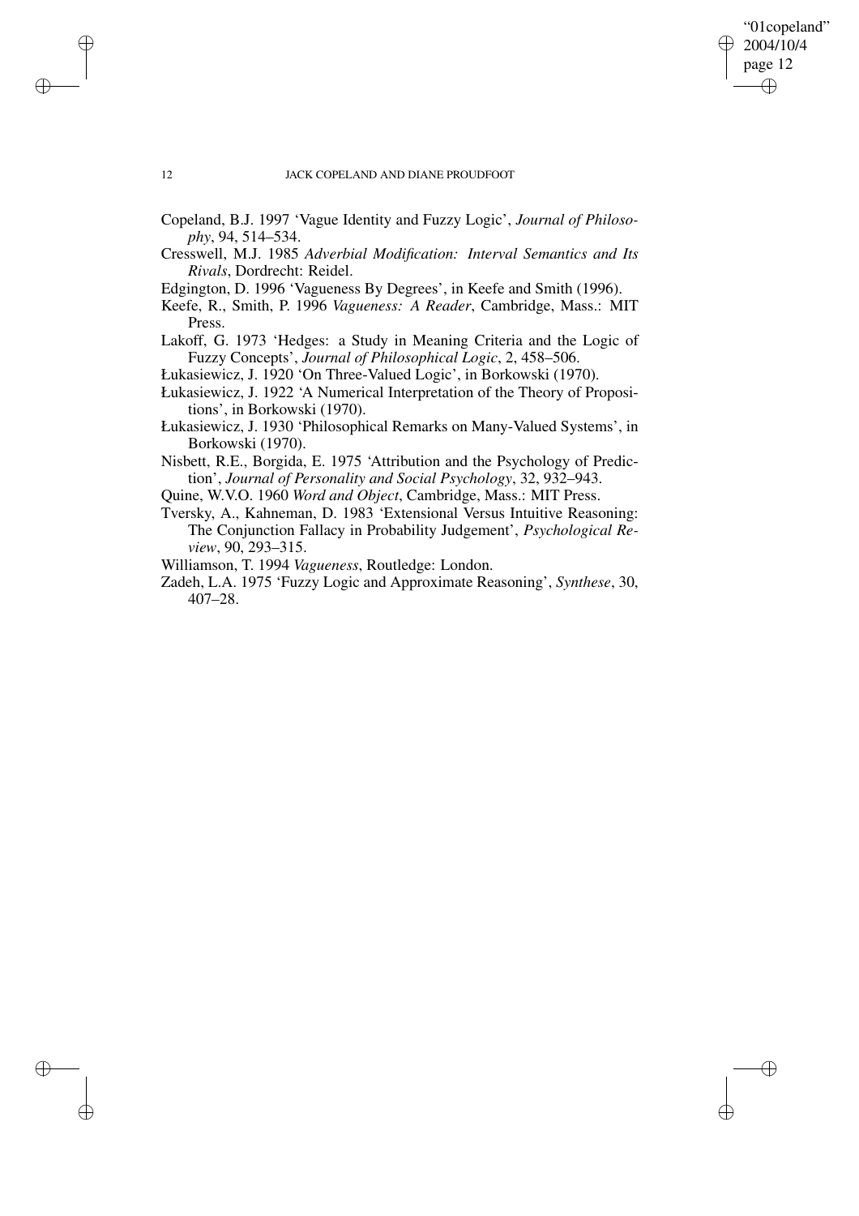Copeland, B.J. 1997 'Vague Identity and Fuzzy Logic', *Journal of Philosophy*, 94, 514–534.

Cresswell, M.J. 1985 *Adverbial Modification: Interval Semantics and Its Rivals*, Dordrecht: Reidel.

Edgington, D. 1996 'Vagueness By Degrees', in Keefe and Smith (1996).

Keefe, R., Smith, P. 1996 *Vagueness: A Reader*, Cambridge, Mass.: MIT Press.

Lakoff, G. 1973 'Hedges: a Study in Meaning Criteria and the Logic of Fuzzy Concepts', *Journal of Philosophical Logic*, 2, 458–506.

Łukasiewicz, J. 1920 'On Three-Valued Logic', in Borkowski (1970).

Łukasiewicz, J. 1922 'A Numerical Interpretation of the Theory of Propositions', in Borkowski (1970).

Łukasiewicz, J. 1930 'Philosophical Remarks on Many-Valued Systems', in Borkowski (1970).

Nisbett, R.E., Borgida, E. 1975 'Attribution and the Psychology of Prediction', *Journal of Personality and Social Psychology*, 32, 932–943.

Quine, W.V.O. 1960 *Word and Object*, Cambridge, Mass.: MIT Press.

Tversky, A., Kahneman, D. 1983 'Extensional Versus Intuitive Reasoning: The Conjunction Fallacy in Probability Judgement', *Psychological Review*, 90, 293–315.

Williamson, T. 1994 *Vagueness*, Routledge: London.

Zadeh, L.A. 1975 'Fuzzy Logic and Approximate Reasoning', *Synthese*, 30, 407–28.